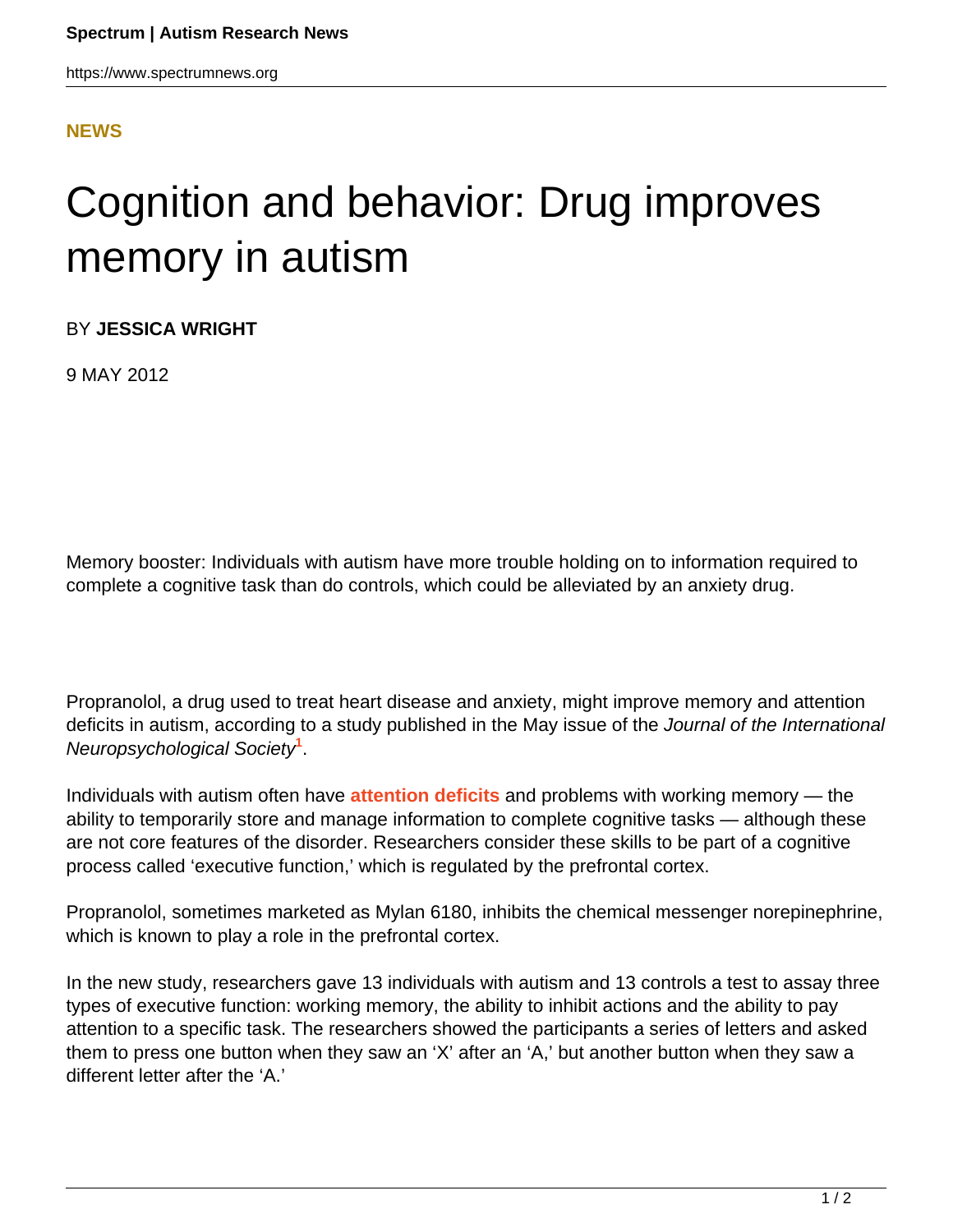**NEWS**

# Cognition and behavior: Drug improves memory in autism

BY **JESSICA WRIGHT**

9 MAY 2012

Memory booster: Individuals with autism have more trouble holding on to information required to complete a cognitive task than do controls, which could be alleviated by an anxiety drug.

Propranolol, a drug used to treat heart disease and anxiety, might improve memory and attention deficits in autism, according to a study published in the May issue of the *Journal of the International Neuropsychological Society*[1].

Individuals with autism often have **attention deficits** and problems with working memory — the ability to temporarily store and manage information to complete cognitive tasks — although these are not core features of the disorder. Researchers consider these skills to be part of a cognitive process called 'executive function,' which is regulated by the prefrontal cortex.

Propranolol, sometimes marketed as Mylan 6180, inhibits the chemical messenger norepinephrine, which is known to play a role in the prefrontal cortex.

In the new study, researchers gave 13 individuals with autism and 13 controls a test to assay three types of executive function: working memory, the ability to inhibit actions and the ability to pay attention to a specific task. The researchers showed the participants a series of letters and asked them to press one button when they saw an 'X' after an 'A,' but another button when they saw a different letter after the 'A.'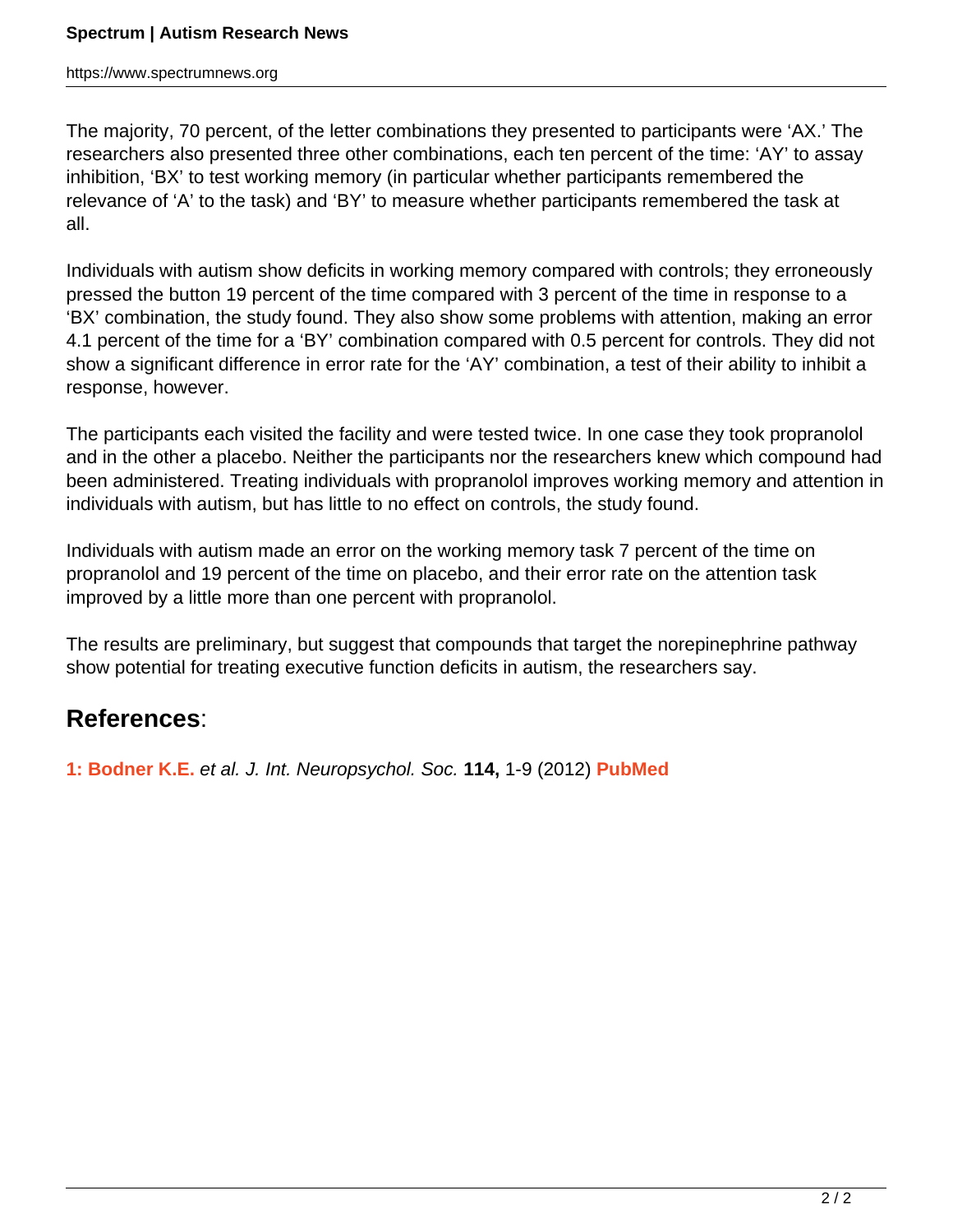The majority, 70 percent, of the letter combinations they presented to participants were 'AX.' The researchers also presented three other combinations, each ten percent of the time: 'AY' to assay inhibition, 'BX' to test working memory (in particular whether participants remembered the relevance of 'A' to the task) and 'BY' to measure whether participants remembered the task at all.

Individuals with autism show deficits in working memory compared with controls; they erroneously pressed the button 19 percent of the time compared with 3 percent of the time in response to a 'BX' combination, the study found. They also show some problems with attention, making an error 4.1 percent of the time for a 'BY' combination compared with 0.5 percent for controls. They did not show a significant difference in error rate for the 'AY' combination, a test of their ability to inhibit a response, however.

The participants each visited the facility and were tested twice. In one case they took propranolol and in the other a placebo. Neither the participants nor the researchers knew which compound had been administered. Treating individuals with propranolol improves working memory and attention in individuals with autism, but has little to no effect on controls, the study found.

Individuals with autism made an error on the working memory task 7 percent of the time on propranolol and 19 percent of the time on placebo, and their error rate on the attention task improved by a little more than one percent with propranolol.

The results are preliminary, but suggest that compounds that target the norepinephrine pathway show potential for treating executive function deficits in autism, the researchers say.

## References:

1: Bodner K.E. *et al. J. Int. Neuropsychol. Soc.* **114,** 1-9 (2012) PubMed